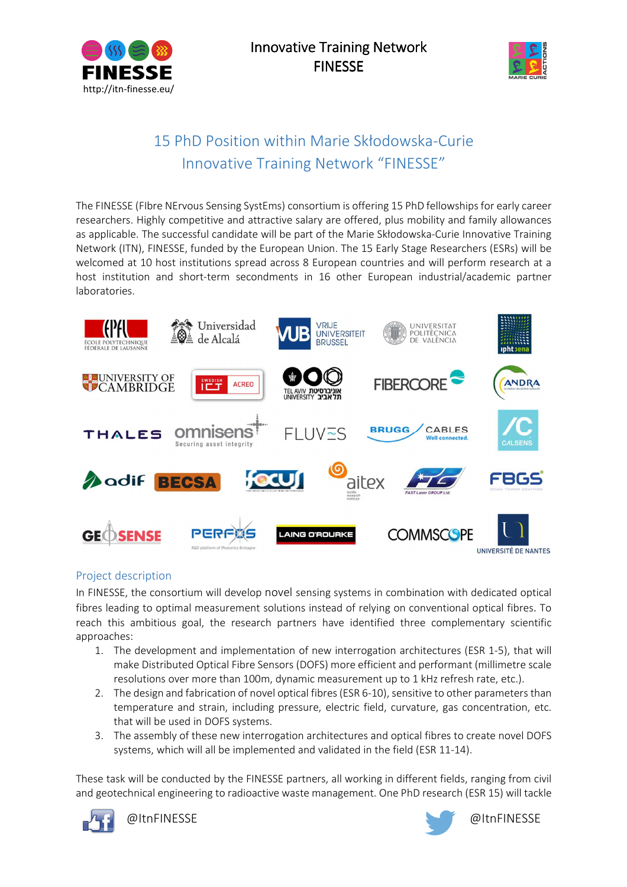Innovative Training Network
FINESSE

http://itn-finesse.eu/

## 15 PhD Position within Marie Skłodowska-Curie Innovative Training Network "FINESSE"

The FINESSE (FIbre NErvous Sensing SystEms) consortium is offering 15 PhD fellowships for early career researchers. Highly competitive and attractive salary are offered, plus mobility and family allowances as applicable. The successful candidate will be part of the Marie Skłodowska-Curie Innovative Training Network (ITN), FINESSE, funded by the European Union. The 15 Early Stage Researchers (ESRs) will be welcomed at 10 host institutions spread across 8 European countries and will perform research at a host institution and short-term secondments in 16 other European industrial/academic partner laboratories.

### Project description

In FINESSE, the consortium will develop novel sensing systems in combination with dedicated optical fibres leading to optimal measurement solutions instead of relying on conventional optical fibres. To reach this ambitious goal, the research partners have identified three complementary scientific approaches:

1. The development and implementation of new interrogation architectures (ESR 1-5), that will make Distributed Optical Fibre Sensors (DOFS) more efficient and performant (millimetre scale resolutions over more than 100m, dynamic measurement up to 1 kHz refresh rate, etc.).
2. The design and fabrication of novel optical fibres (ESR 6-10), sensitive to other parameters than temperature and strain, including pressure, electric field, curvature, gas concentration, etc. that will be used in DOFS systems.
3. The assembly of these new interrogation architectures and optical fibres to create novel DOFS systems, which will all be implemented and validated in the field (ESR 11-14).

These task will be conducted by the FINESSE partners, all working in different fields, ranging from civil and geotechnical engineering to radioactive waste management. One PhD research (ESR 15) will tackle

@ItnFINESSE @ItnFINESSE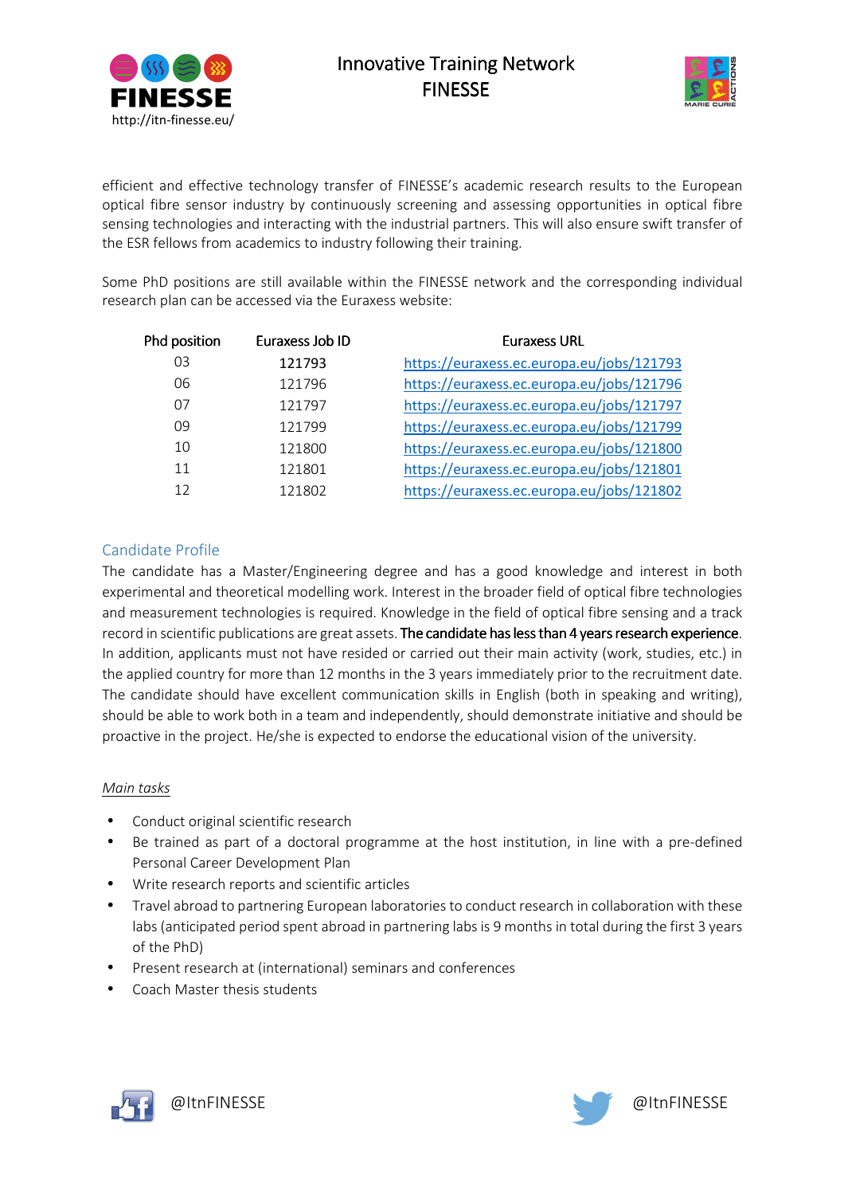efficient and effective technology transfer of FINESSE's academic research results to the European optical fibre sensor industry by continuously screening and assessing opportunities in optical fibre sensing technologies and interacting with the industrial partners. This will also ensure swift transfer of the ESR fellows from academics to industry following their training.

Some PhD positions are still available within the FINESSE network and the corresponding individual research plan can be accessed via the Euraxess website:

| Phd position | Euraxess Job ID | Euraxess URL |
| --- | --- | --- |
| 03 | 121793 | https://euraxess.ec.europa.eu/jobs/121793 |
| 06 | 121796 | https://euraxess.ec.europa.eu/jobs/121796 |
| 07 | 121797 | https://euraxess.ec.europa.eu/jobs/121797 |
| 09 | 121799 | https://euraxess.ec.europa.eu/jobs/121799 |
| 10 | 121800 | https://euraxess.ec.europa.eu/jobs/121800 |
| 11 | 121801 | https://euraxess.ec.europa.eu/jobs/121801 |
| 12 | 121802 | https://euraxess.ec.europa.eu/jobs/121802 |

## Candidate Profile

The candidate has a Master/Engineering degree and has a good knowledge and interest in both experimental and theoretical modelling work. Interest in the broader field of optical fibre technologies and measurement technologies is required. Knowledge in the field of optical fibre sensing and a track record in scientific publications are great assets. **The candidate has less than 4 years research experience**. In addition, applicants must not have resided or carried out their main activity (work, studies, etc.) in the applied country for more than 12 months in the 3 years immediately prior to the recruitment date. The candidate should have excellent communication skills in English (both in speaking and writing), should be able to work both in a team and independently, should demonstrate initiative and should be proactive in the project. He/she is expected to endorse the educational vision of the university.

*Main tasks*

- Conduct original scientific research
- Be trained as part of a doctoral programme at the host institution, in line with a pre-defined Personal Career Development Plan
- Write research reports and scientific articles
- Travel abroad to partnering European laboratories to conduct research in collaboration with these labs (anticipated period spent abroad in partnering labs is 9 months in total during the first 3 years of the PhD)
- Present research at (international) seminars and conferences
- Coach Master thesis students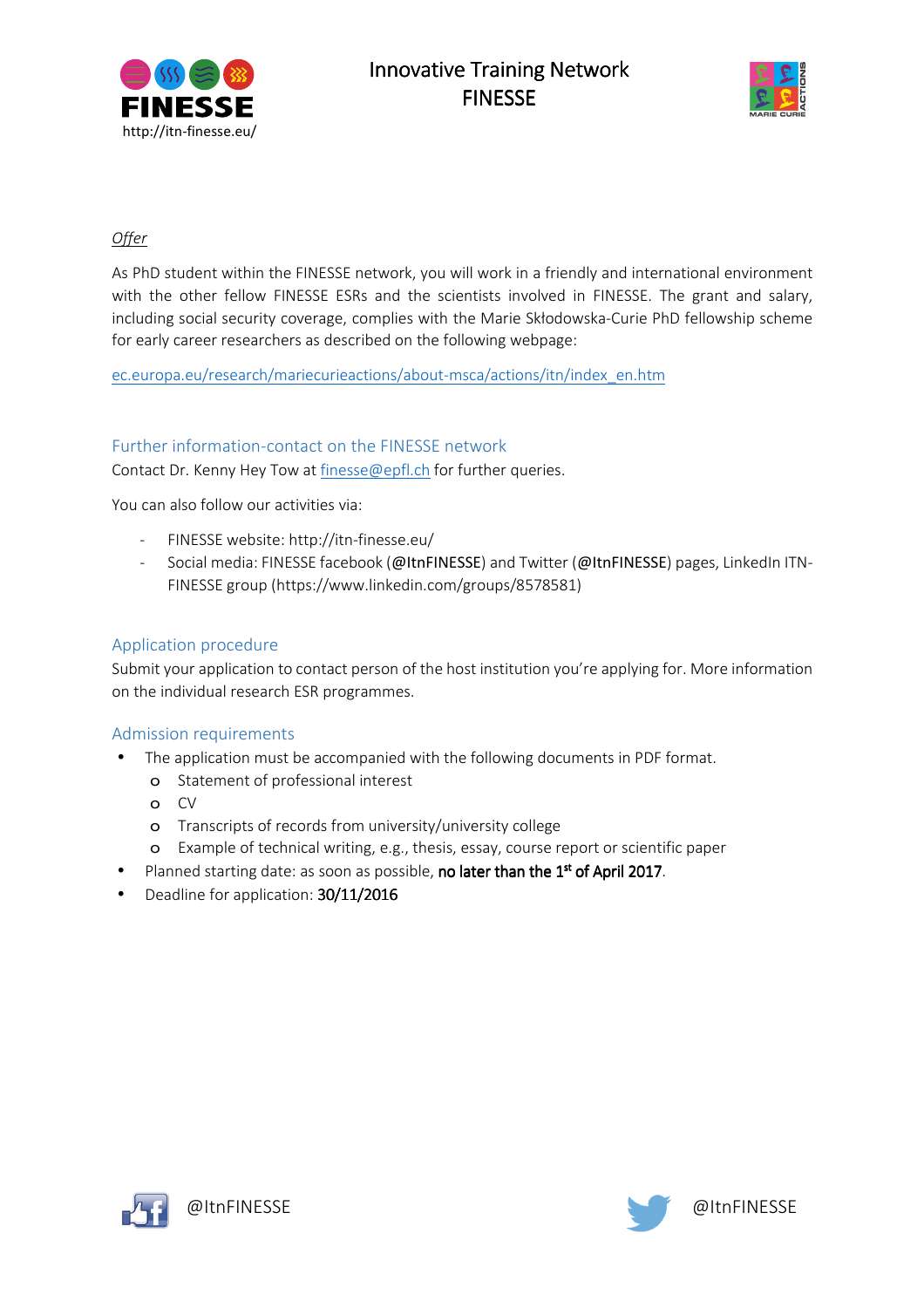*Offer*

As PhD student within the FINESSE network, you will work in a friendly and international environment with the other fellow FINESSE ESRs and the scientists involved in FINESSE. The grant and salary, including social security coverage, complies with the Marie Skłodowska-Curie PhD fellowship scheme for early career researchers as described on the following webpage:

ec.europa.eu/research/mariecurieactions/about-msca/actions/itn/index_en.htm

## Further information-contact on the FINESSE network

Contact Dr. Kenny Hey Tow at finesse@epfl.ch for further queries.

You can also follow our activities via:

- FINESSE website: http://itn-finesse.eu/
- Social media: FINESSE facebook (@ItnFINESSE) and Twitter (@ItnFINESSE) pages, LinkedIn ITN-FINESSE group (https://www.linkedin.com/groups/8578581)

## Application procedure

Submit your application to contact person of the host institution you're applying for. More information on the individual research ESR programmes.

## Admission requirements

- The application must be accompanied with the following documents in PDF format.
  - Statement of professional interest
  - CV
  - Transcripts of records from university/university college
  - Example of technical writing, e.g., thesis, essay, course report or scientific paper
- Planned starting date: as soon as possible, **no later than the 1st of April 2017**.
- Deadline for application: **30/11/2016**

@ItnFINESSE

@ItnFINESSE